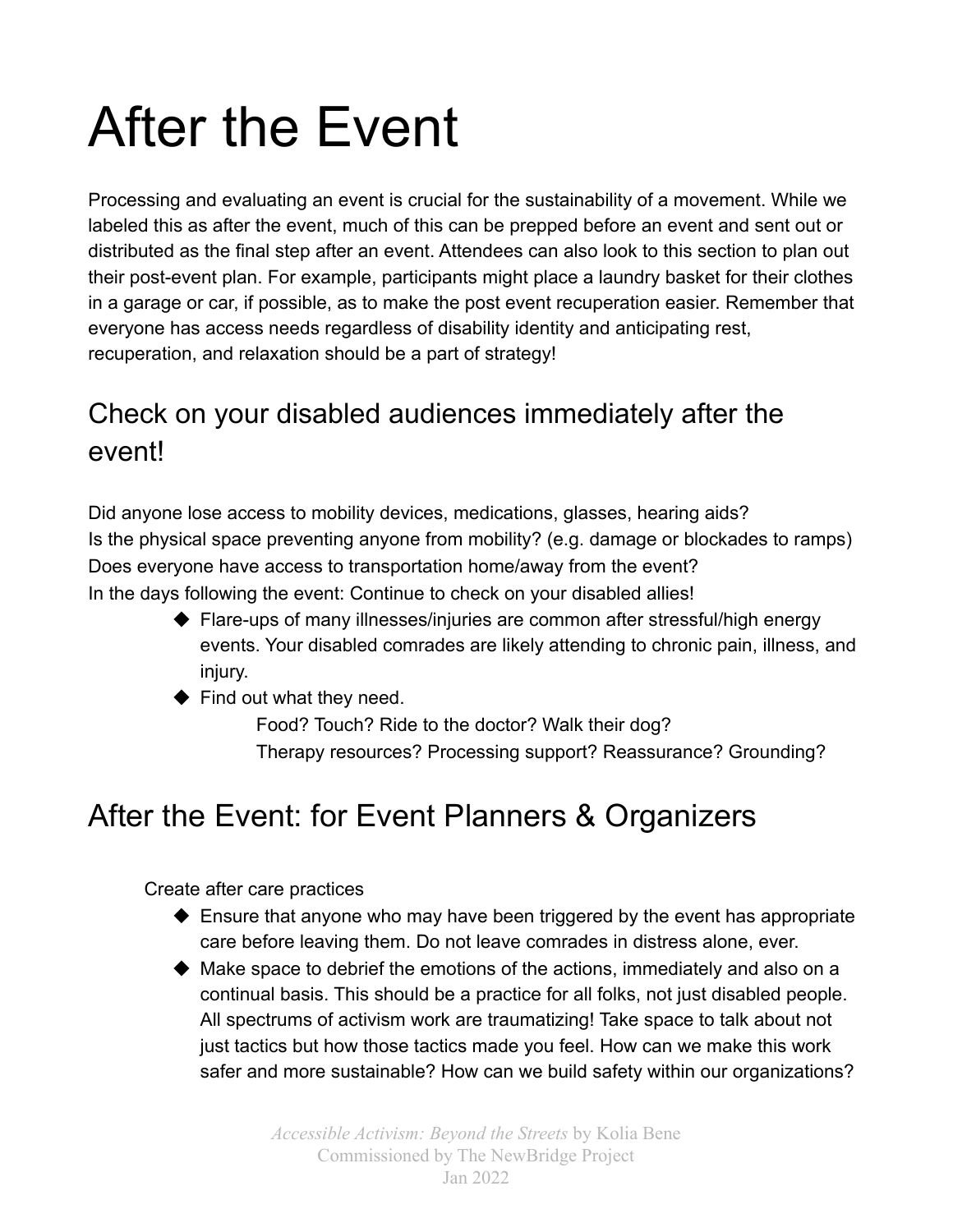# After the Event

Processing and evaluating an event is crucial for the sustainability of a movement. While we labeled this as after the event, much of this can be prepped before an event and sent out or distributed as the final step after an event. Attendees can also look to this section to plan out their post-event plan. For example, participants might place a laundry basket for their clothes in a garage or car, if possible, as to make the post event recuperation easier. Remember that everyone has access needs regardless of disability identity and anticipating rest, recuperation, and relaxation should be a part of strategy!

## Check on your disabled audiences immediately after the event!

Did anyone lose access to mobility devices, medications, glasses, hearing aids?
Is the physical space preventing anyone from mobility? (e.g. damage or blockades to ramps)
Does everyone have access to transportation home/away from the event?
In the days following the event: Continue to check on your disabled allies!

- Flare-ups of many illnesses/injuries are common after stressful/high energy events. Your disabled comrades are likely attending to chronic pain, illness, and injury.
- Find out what they need.
  - Food? Touch? Ride to the doctor? Walk their dog?
  - Therapy resources? Processing support? Reassurance? Grounding?

## After the Event: for Event Planners & Organizers

Create after care practices

- Ensure that anyone who may have been triggered by the event has appropriate care before leaving them. Do not leave comrades in distress alone, ever.
- Make space to debrief the emotions of the actions, immediately and also on a continual basis. This should be a practice for all folks, not just disabled people. All spectrums of activism work are traumatizing! Take space to talk about not just tactics but how those tactics made you feel. How can we make this work safer and more sustainable? How can we build safety within our organizations?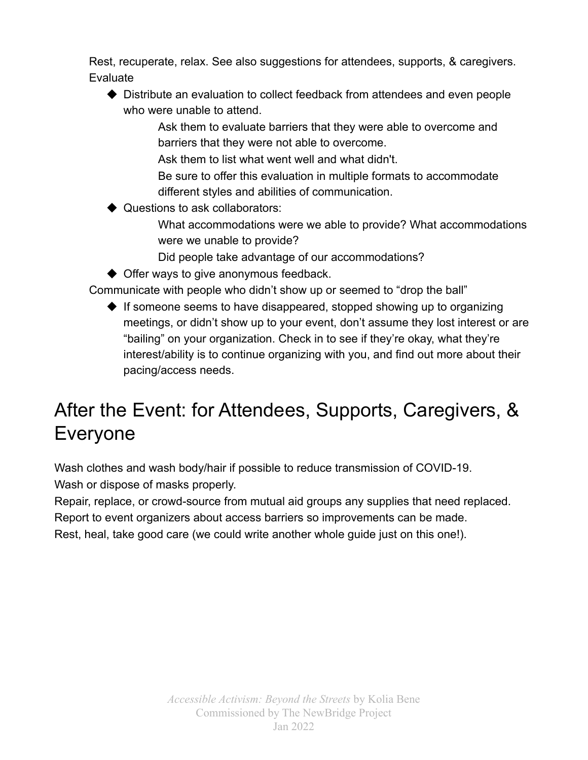Rest, recuperate, relax. See also suggestions for attendees, supports, & caregivers.
Evaluate

- Distribute an evaluation to collect feedback from attendees and even people who were unable to attend.
  - Ask them to evaluate barriers that they were able to overcome and barriers that they were not able to overcome.
  - Ask them to list what went well and what didn't.
  - Be sure to offer this evaluation in multiple formats to accommodate different styles and abilities of communication.
- Questions to ask collaborators:
  - What accommodations were we able to provide? What accommodations were we unable to provide?
  - Did people take advantage of our accommodations?
- Offer ways to give anonymous feedback.

Communicate with people who didn't show up or seemed to "drop the ball"

- If someone seems to have disappeared, stopped showing up to organizing meetings, or didn't show up to your event, don't assume they lost interest or are "bailing" on your organization. Check in to see if they're okay, what they're interest/ability is to continue organizing with you, and find out more about their pacing/access needs.

# After the Event: for Attendees, Supports, Caregivers, & Everyone

Wash clothes and wash body/hair if possible to reduce transmission of COVID-19.
Wash or dispose of masks properly.
Repair, replace, or crowd-source from mutual aid groups any supplies that need replaced.
Report to event organizers about access barriers so improvements can be made.
Rest, heal, take good care (we could write another whole guide just on this one!).